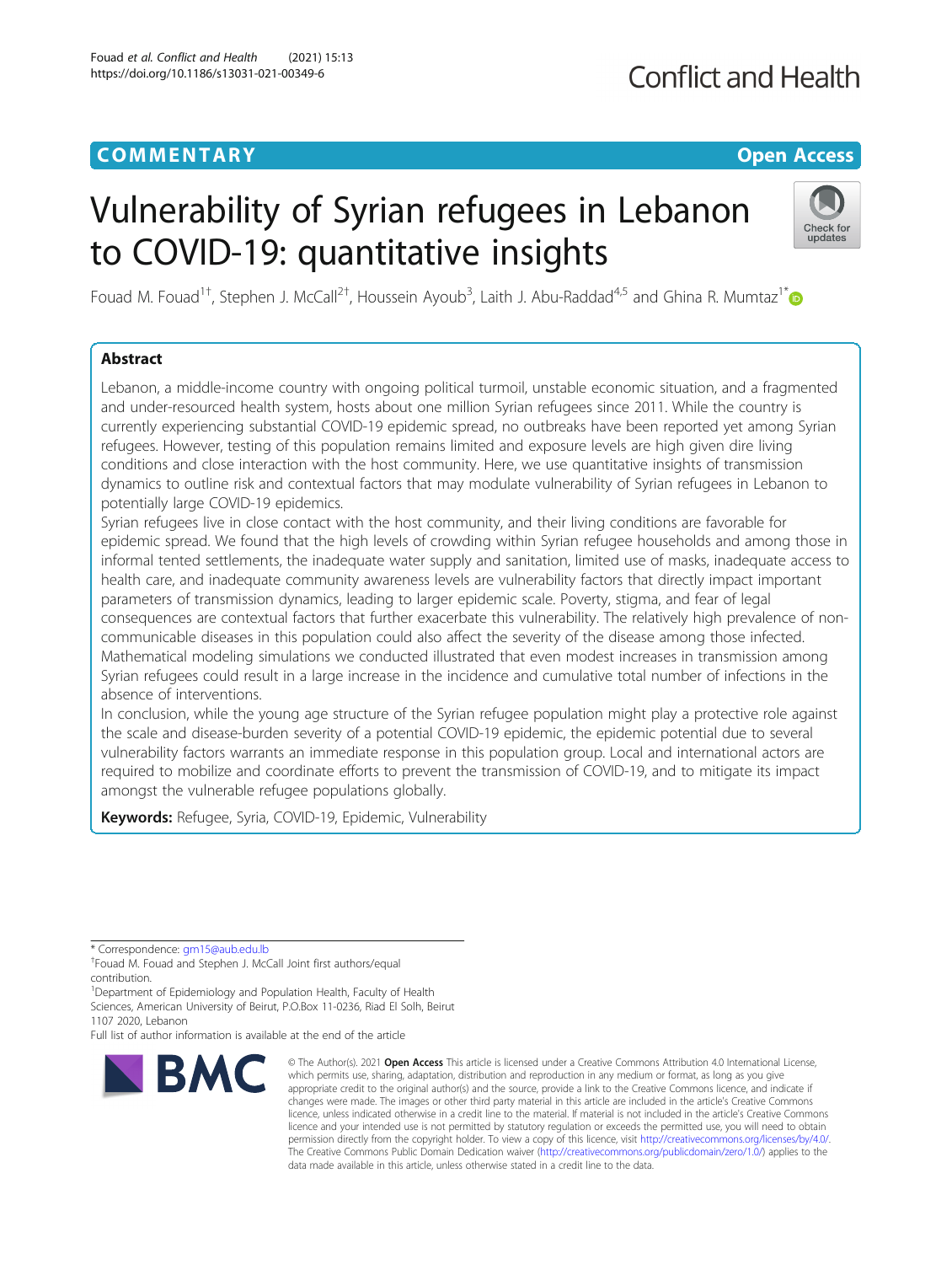COMMENTARY

Open Access

# Vulnerability of Syrian refugees in Lebanon to COVID-19: quantitative insights

Fouad M. Fouad[1†], Stephen J. McCall[2†], Houssein Ayoub[3], Laith J. Abu-Raddad[4,5] and Ghina R. Mumtaz[1*]

## Abstract

Lebanon, a middle-income country with ongoing political turmoil, unstable economic situation, and a fragmented and under-resourced health system, hosts about one million Syrian refugees since 2011. While the country is currently experiencing substantial COVID-19 epidemic spread, no outbreaks have been reported yet among Syrian refugees. However, testing of this population remains limited and exposure levels are high given dire living conditions and close interaction with the host community. Here, we use quantitative insights of transmission dynamics to outline risk and contextual factors that may modulate vulnerability of Syrian refugees in Lebanon to potentially large COVID-19 epidemics.

Syrian refugees live in close contact with the host community, and their living conditions are favorable for epidemic spread. We found that the high levels of crowding within Syrian refugee households and among those in informal tented settlements, the inadequate water supply and sanitation, limited use of masks, inadequate access to health care, and inadequate community awareness levels are vulnerability factors that directly impact important parameters of transmission dynamics, leading to larger epidemic scale. Poverty, stigma, and fear of legal consequences are contextual factors that further exacerbate this vulnerability. The relatively high prevalence of non-communicable diseases in this population could also affect the severity of the disease among those infected. Mathematical modeling simulations we conducted illustrated that even modest increases in transmission among Syrian refugees could result in a large increase in the incidence and cumulative total number of infections in the absence of interventions.

In conclusion, while the young age structure of the Syrian refugee population might play a protective role against the scale and disease-burden severity of a potential COVID-19 epidemic, the epidemic potential due to several vulnerability factors warrants an immediate response in this population group. Local and international actors are required to mobilize and coordinate efforts to prevent the transmission of COVID-19, and to mitigate its impact amongst the vulnerable refugee populations globally.

**Keywords:** Refugee, Syria, COVID-19, Epidemic, Vulnerability

---

* Correspondence: gm15@aub.edu.lb

†Fouad M. Fouad and Stephen J. McCall Joint first authors/equal contribution.

[1]Department of Epidemiology and Population Health, Faculty of Health Sciences, American University of Beirut, P.O.Box 11-0236, Riad El Solh, Beirut 1107 2020, Lebanon

Full list of author information is available at the end of the article

© The Author(s). 2021 **Open Access** This article is licensed under a Creative Commons Attribution 4.0 International License, which permits use, sharing, adaptation, distribution and reproduction in any medium or format, as long as you give appropriate credit to the original author(s) and the source, provide a link to the Creative Commons licence, and indicate if changes were made. The images or other third party material in this article are included in the article's Creative Commons licence, unless indicated otherwise in a credit line to the material. If material is not included in the article's Creative Commons licence and your intended use is not permitted by statutory regulation or exceeds the permitted use, you will need to obtain permission directly from the copyright holder. To view a copy of this licence, visit http://creativecommons.org/licenses/by/4.0/. The Creative Commons Public Domain Dedication waiver (http://creativecommons.org/publicdomain/zero/1.0/) applies to the data made available in this article, unless otherwise stated in a credit line to the data.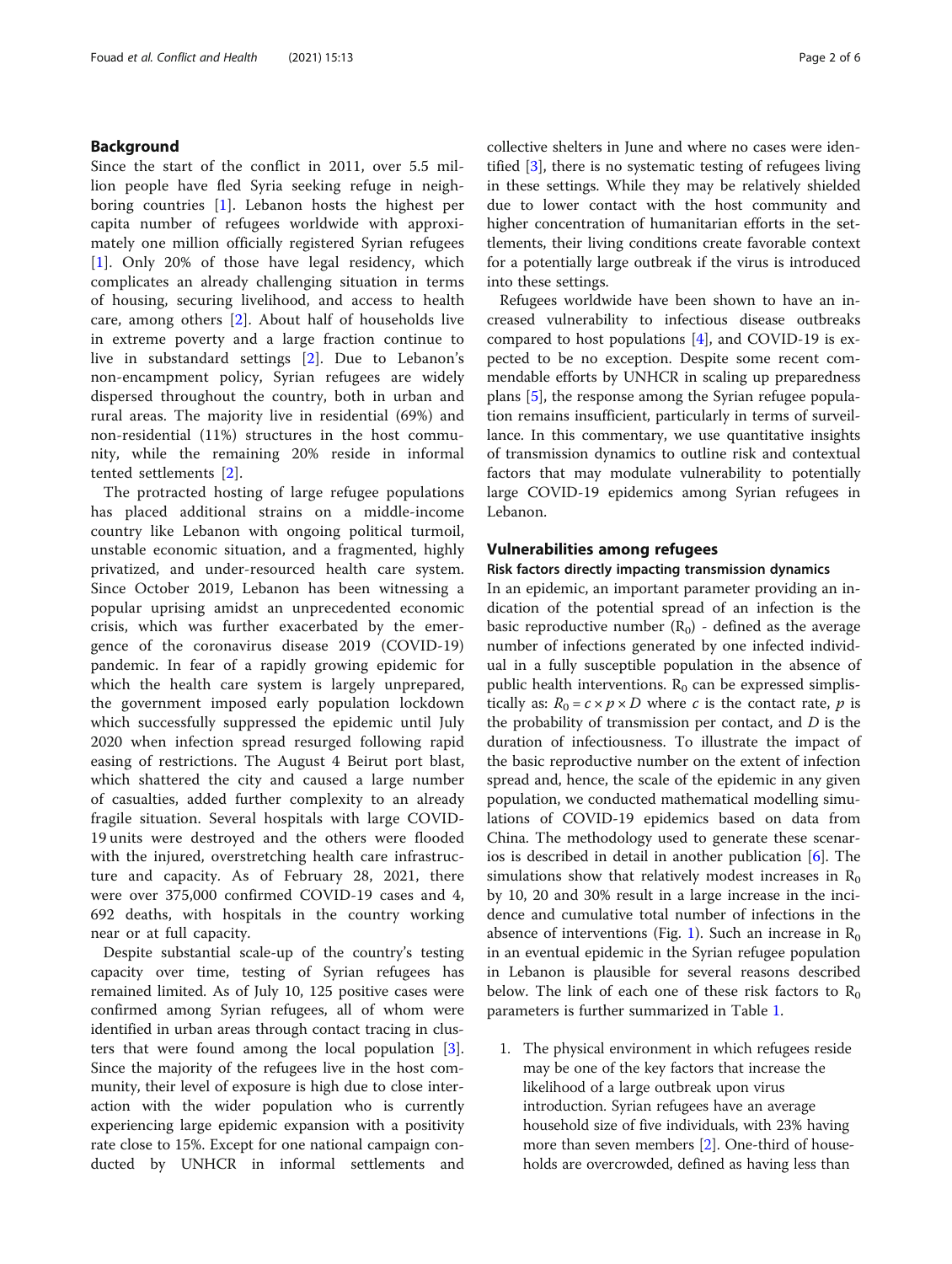## Background

Since the start of the conflict in 2011, over 5.5 million people have fled Syria seeking refuge in neighboring countries [1]. Lebanon hosts the highest per capita number of refugees worldwide with approximately one million officially registered Syrian refugees [1]. Only 20% of those have legal residency, which complicates an already challenging situation in terms of housing, securing livelihood, and access to health care, among others [2]. About half of households live in extreme poverty and a large fraction continue to live in substandard settings [2]. Due to Lebanon's non-encampment policy, Syrian refugees are widely dispersed throughout the country, both in urban and rural areas. The majority live in residential (69%) and non-residential (11%) structures in the host community, while the remaining 20% reside in informal tented settlements [2].

The protracted hosting of large refugee populations has placed additional strains on a middle-income country like Lebanon with ongoing political turmoil, unstable economic situation, and a fragmented, highly privatized, and under-resourced health care system. Since October 2019, Lebanon has been witnessing a popular uprising amidst an unprecedented economic crisis, which was further exacerbated by the emergence of the coronavirus disease 2019 (COVID-19) pandemic. In fear of a rapidly growing epidemic for which the health care system is largely unprepared, the government imposed early population lockdown which successfully suppressed the epidemic until July 2020 when infection spread resurged following rapid easing of restrictions. The August 4 Beirut port blast, which shattered the city and caused a large number of casualties, added further complexity to an already fragile situation. Several hospitals with large COVID-19 units were destroyed and the others were flooded with the injured, overstretching health care infrastructure and capacity. As of February 28, 2021, there were over 375,000 confirmed COVID-19 cases and 4,692 deaths, with hospitals in the country working near or at full capacity.

Despite substantial scale-up of the country's testing capacity over time, testing of Syrian refugees has remained limited. As of July 10, 125 positive cases were confirmed among Syrian refugees, all of whom were identified in urban areas through contact tracing in clusters that were found among the local population [3]. Since the majority of the refugees live in the host community, their level of exposure is high due to close interaction with the wider population who is currently experiencing large epidemic expansion with a positivity rate close to 15%. Except for one national campaign conducted by UNHCR in informal settlements and collective shelters in June and where no cases were identified [3], there is no systematic testing of refugees living in these settings. While they may be relatively shielded due to lower contact with the host community and higher concentration of humanitarian efforts in the settlements, their living conditions create favorable context for a potentially large outbreak if the virus is introduced into these settings.

Refugees worldwide have been shown to have an increased vulnerability to infectious disease outbreaks compared to host populations [4], and COVID-19 is expected to be no exception. Despite some recent commendable efforts by UNHCR in scaling up preparedness plans [5], the response among the Syrian refugee population remains insufficient, particularly in terms of surveillance. In this commentary, we use quantitative insights of transmission dynamics to outline risk and contextual factors that may modulate vulnerability to potentially large COVID-19 epidemics among Syrian refugees in Lebanon.

## Vulnerabilities among refugees

### Risk factors directly impacting transmission dynamics

In an epidemic, an important parameter providing an indication of the potential spread of an infection is the basic reproductive number ($R_0$) - defined as the average number of infections generated by one infected individual in a fully susceptible population in the absence of public health interventions. $R_0$ can be expressed simplistically as: $R_0 = c \times p \times D$ where $c$ is the contact rate, $p$ is the probability of transmission per contact, and $D$ is the duration of infectiousness. To illustrate the impact of the basic reproductive number on the extent of infection spread and, hence, the scale of the epidemic in any given population, we conducted mathematical modelling simulations of COVID-19 epidemics based on data from China. The methodology used to generate these scenarios is described in detail in another publication [6]. The simulations show that relatively modest increases in $R_0$ by 10, 20 and 30% result in a large increase in the incidence and cumulative total number of infections in the absence of interventions (Fig. 1). Such an increase in $R_0$ in an eventual epidemic in the Syrian refugee population in Lebanon is plausible for several reasons described below. The link of each one of these risk factors to $R_0$ parameters is further summarized in Table 1.

1. The physical environment in which refugees reside may be one of the key factors that increase the likelihood of a large outbreak upon virus introduction. Syrian refugees have an average household size of five individuals, with 23% having more than seven members [2]. One-third of households are overcrowded, defined as having less than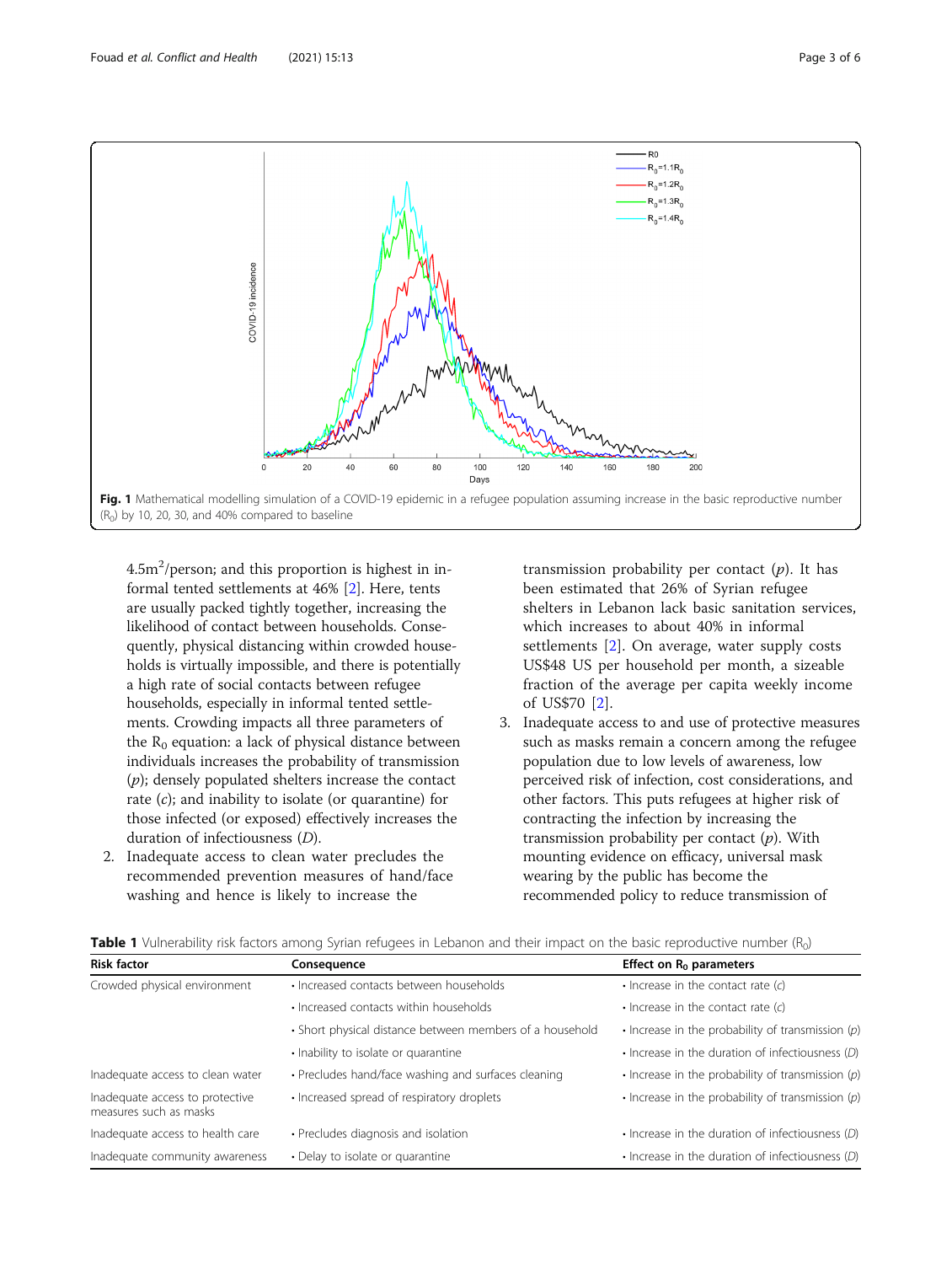Fig. 1 Mathematical modelling simulation of a COVID-19 epidemic in a refugee population assuming increase in the basic reproductive number ($R_0$) by 10, 20, 30, and 40% compared to baseline

$4.5m^2$/person; and this proportion is highest in informal tented settlements at 46% [2]. Here, tents are usually packed tightly together, increasing the likelihood of contact between households. Consequently, physical distancing within crowded households is virtually impossible, and there is potentially a high rate of social contacts between refugee households, especially in informal tented settlements. Crowding impacts all three parameters of the $R_0$ equation: a lack of physical distance between individuals increases the probability of transmission ($p$); densely populated shelters increase the contact rate ($c$); and inability to isolate (or quarantine) for those infected (or exposed) effectively increases the duration of infectiousness ($D$).

2. Inadequate access to clean water precludes the recommended prevention measures of hand/face washing and hence is likely to increase the transmission probability per contact ($p$). It has been estimated that 26% of Syrian refugee shelters in Lebanon lack basic sanitation services, which increases to about 40% in informal settlements [2]. On average, water supply costs US$48 US per household per month, a sizeable fraction of the average per capita weekly income of US$70 [2].
3. Inadequate access to and use of protective measures such as masks remain a concern among the refugee population due to low levels of awareness, low perceived risk of infection, cost considerations, and other factors. This puts refugees at higher risk of contracting the infection by increasing the transmission probability per contact ($p$). With mounting evidence on efficacy, universal mask wearing by the public has become the recommended policy to reduce transmission of

**Table 1** Vulnerability risk factors among Syrian refugees in Lebanon and their impact on the basic reproductive number ($R_0$)

| Risk factor | Consequence | Effect on $R_0$ parameters |
|---|---|---|
| Crowded physical environment | • Increased contacts between households | • Increase in the contact rate ($c$) |
| | • Increased contacts within households | • Increase in the contact rate ($c$) |
| | • Short physical distance between members of a household | • Increase in the probability of transmission ($p$) |
| | • Inability to isolate or quarantine | • Increase in the duration of infectiousness ($D$) |
| Inadequate access to clean water | • Precludes hand/face washing and surfaces cleaning | • Increase in the probability of transmission ($p$) |
| Inadequate access to protective measures such as masks | • Increased spread of respiratory droplets | • Increase in the probability of transmission ($p$) |
| Inadequate access to health care | • Precludes diagnosis and isolation | • Increase in the duration of infectiousness ($D$) |
| Inadequate community awareness | • Delay to isolate or quarantine | • Increase in the duration of infectiousness ($D$) |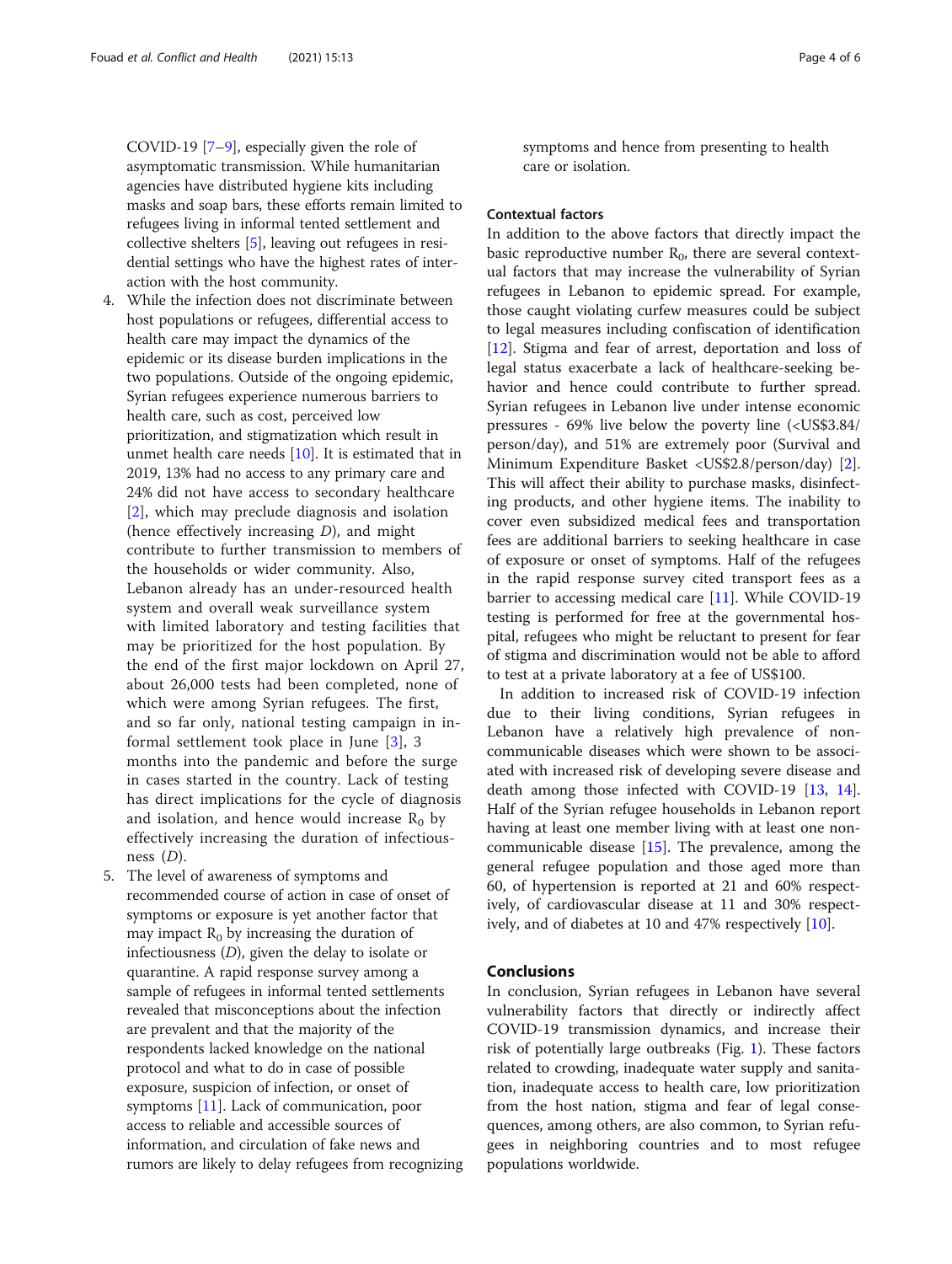COVID-19 [7–9], especially given the role of asymptomatic transmission. While humanitarian agencies have distributed hygiene kits including masks and soap bars, these efforts remain limited to refugees living in informal tented settlement and collective shelters [5], leaving out refugees in residential settings who have the highest rates of interaction with the host community.

4. While the infection does not discriminate between host populations or refugees, differential access to health care may impact the dynamics of the epidemic or its disease burden implications in the two populations. Outside of the ongoing epidemic, Syrian refugees experience numerous barriers to health care, such as cost, perceived low prioritization, and stigmatization which result in unmet health care needs [10]. It is estimated that in 2019, 13% had no access to any primary care and 24% did not have access to secondary healthcare [2], which may preclude diagnosis and isolation (hence effectively increasing $D$), and might contribute to further transmission to members of the households or wider community. Also, Lebanon already has an under-resourced health system and overall weak surveillance system with limited laboratory and testing facilities that may be prioritized for the host population. By the end of the first major lockdown on April 27, about 26,000 tests had been completed, none of which were among Syrian refugees. The first, and so far only, national testing campaign in informal settlement took place in June [3], 3 months into the pandemic and before the surge in cases started in the country. Lack of testing has direct implications for the cycle of diagnosis and isolation, and hence would increase $R_0$ by effectively increasing the duration of infectiousness ($D$).
5. The level of awareness of symptoms and recommended course of action in case of onset of symptoms or exposure is yet another factor that may impact $R_0$ by increasing the duration of infectiousness ($D$), given the delay to isolate or quarantine. A rapid response survey among a sample of refugees in informal tented settlements revealed that misconceptions about the infection are prevalent and that the majority of the respondents lacked knowledge on the national protocol and what to do in case of possible exposure, suspicion of infection, or onset of symptoms [11]. Lack of communication, poor access to reliable and accessible sources of information, and circulation of fake news and rumors are likely to delay refugees from recognizing symptoms and hence from presenting to health care or isolation.

### Contextual factors

In addition to the above factors that directly impact the basic reproductive number $R_0$, there are several contextual factors that may increase the vulnerability of Syrian refugees in Lebanon to epidemic spread. For example, those caught violating curfew measures could be subject to legal measures including confiscation of identification [12]. Stigma and fear of arrest, deportation and loss of legal status exacerbate a lack of healthcare-seeking behavior and hence could contribute to further spread. Syrian refugees in Lebanon live under intense economic pressures - 69% live below the poverty line (<US$3.84/person/day), and 51% are extremely poor (Survival and Minimum Expenditure Basket <US$2.8/person/day) [2]. This will affect their ability to purchase masks, disinfecting products, and other hygiene items. The inability to cover even subsidized medical fees and transportation fees are additional barriers to seeking healthcare in case of exposure or onset of symptoms. Half of the refugees in the rapid response survey cited transport fees as a barrier to accessing medical care [11]. While COVID-19 testing is performed for free at the governmental hospital, refugees who might be reluctant to present for fear of stigma and discrimination would not be able to afford to test at a private laboratory at a fee of US$100.

In addition to increased risk of COVID-19 infection due to their living conditions, Syrian refugees in Lebanon have a relatively high prevalence of non-communicable diseases which were shown to be associated with increased risk of developing severe disease and death among those infected with COVID-19 [13, 14]. Half of the Syrian refugee households in Lebanon report having at least one member living with at least one non-communicable disease [15]. The prevalence, among the general refugee population and those aged more than 60, of hypertension is reported at 21 and 60% respectively, of cardiovascular disease at 11 and 30% respectively, and of diabetes at 10 and 47% respectively [10].

## Conclusions

In conclusion, Syrian refugees in Lebanon have several vulnerability factors that directly or indirectly affect COVID-19 transmission dynamics, and increase their risk of potentially large outbreaks (Fig. 1). These factors related to crowding, inadequate water supply and sanitation, inadequate access to health care, low prioritization from the host nation, stigma and fear of legal consequences, among others, are also common, to Syrian refugees in neighboring countries and to most refugee populations worldwide.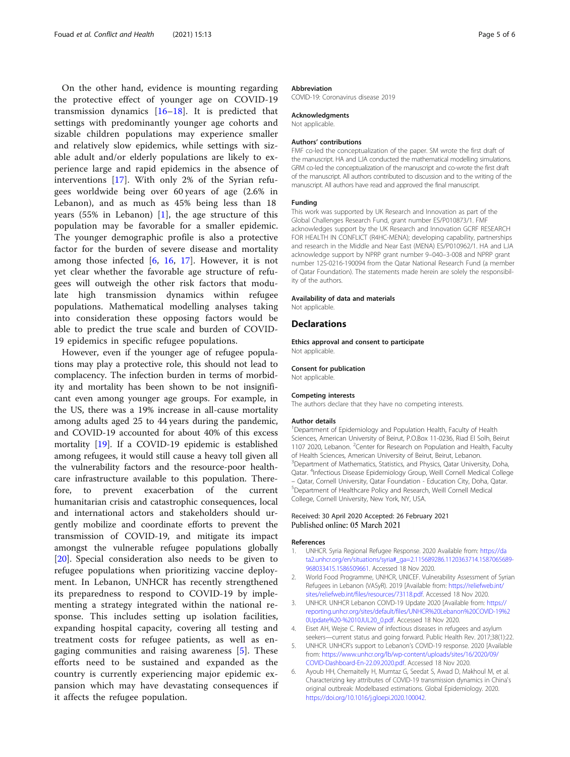On the other hand, evidence is mounting regarding the protective effect of younger age on COVID-19 transmission dynamics [16–18]. It is predicted that settings with predominantly younger age cohorts and sizable children populations may experience smaller and relatively slow epidemics, while settings with sizable adult and/or elderly populations are likely to experience large and rapid epidemics in the absence of interventions [17]. With only 2% of the Syrian refugees worldwide being over 60 years of age (2.6% in Lebanon), and as much as 45% being less than 18 years (55% in Lebanon) [1], the age structure of this population may be favorable for a smaller epidemic. The younger demographic profile is also a protective factor for the burden of severe disease and mortality among those infected [6, 16, 17]. However, it is not yet clear whether the favorable age structure of refugees will outweigh the other risk factors that modulate high transmission dynamics within refugee populations. Mathematical modelling analyses taking into consideration these opposing factors would be able to predict the true scale and burden of COVID-19 epidemics in specific refugee populations.

However, even if the younger age of refugee populations may play a protective role, this should not lead to complacency. The infection burden in terms of morbidity and mortality has been shown to be not insignificant even among younger age groups. For example, in the US, there was a 19% increase in all-cause mortality among adults aged 25 to 44 years during the pandemic, and COVID-19 accounted for about 40% of this excess mortality [19]. If a COVID-19 epidemic is established among refugees, it would still cause a heavy toll given all the vulnerability factors and the resource-poor healthcare infrastructure available to this population. Therefore, to prevent exacerbation of the current humanitarian crisis and catastrophic consequences, local and international actors and stakeholders should urgently mobilize and coordinate efforts to prevent the transmission of COVID-19, and mitigate its impact amongst the vulnerable refugee populations globally [20]. Special consideration also needs to be given to refugee populations when prioritizing vaccine deployment. In Lebanon, UNHCR has recently strengthened its preparedness to respond to COVID-19 by implementing a strategy integrated within the national response. This includes setting up isolation facilities, expanding hospital capacity, covering all testing and treatment costs for refugee patients, as well as engaging communities and raising awareness [5]. These efforts need to be sustained and expanded as the country is currently experiencing major epidemic expansion which may have devastating consequences if it affects the refugee population.

#### Abbreviation

COVID-19: Coronavirus disease 2019

#### Acknowledgments

Not applicable.

#### Authors' contributions

FMF co-led the conceptualization of the paper. SM wrote the first draft of the manuscript. HA and LJA conducted the mathematical modelling simulations. GRM co-led the conceptualization of the manuscript and co-wrote the first draft of the manuscript. All authors contributed to discussion and to the writing of the manuscript. All authors have read and approved the final manuscript.

#### Funding

This work was supported by UK Research and Innovation as part of the Global Challenges Research Fund, grant number ES/P010873/1. FMF acknowledges support by the UK Research and Innovation GCRF RESEARCH FOR HEALTH IN CONFLICT (R4HC-MENA); developing capability, partnerships and research in the Middle and Near East (MENA) ES/P010962/1. HA and LJA acknowledge support by NPRP grant number 9–040–3-008 and NPRP grant number 12S-0216-190094 from the Qatar National Research Fund (a member of Qatar Foundation). The statements made herein are solely the responsibility of the authors.

#### Availability of data and materials

Not applicable.

## Declarations

#### Ethics approval and consent to participate

Not applicable.

#### Consent for publication

Not applicable.

#### Competing interests

The authors declare that they have no competing interests.

#### Author details

[1]Department of Epidemiology and Population Health, Faculty of Health Sciences, American University of Beirut, P.O.Box 11-0236, Riad El Solh, Beirut 1107 2020, Lebanon. [2]Center for Research on Population and Health, Faculty of Health Sciences, American University of Beirut, Beirut, Lebanon. [3]Department of Mathematics, Statistics, and Physics, Qatar University, Doha, Qatar. [4]Infectious Disease Epidemiology Group, Weill Cornell Medical College – Qatar, Cornell University, Qatar Foundation - Education City, Doha, Qatar. [5]Department of Healthcare Policy and Research, Weill Cornell Medical College, Cornell University, New York, NY, USA.

Received: 30 April 2020 Accepted: 26 February 2021
Published online: 05 March 2021

#### References

1. UNHCR. Syria Regional Refugee Response. 2020 Available from: https://data2.unhcr.org/en/situations/syria#_ga=2.115689286.1120363714.1587065689-968033415.1586509661. Accessed 18 Nov 2020.
2. World Food Programme, UNHCR, UNICEF. Vulnerability Assessment of Syrian Refugees in Lebanon (VASyR). 2019 [Available from: https://reliefweb.int/sites/reliefweb.int/files/resources/73118.pdf. Accessed 18 Nov 2020.
3. UNHCR. UNHCR Lebanon COIVD-19 Update 2020 [Available from: https://reporting.unhcr.org/sites/default/files/UNHCR%20Lebanon%20COVID-19%20Update%20-%2010JUL20_0.pdf. Accessed 18 Nov 2020.
4. Eiset AH, Wejse C. Review of infectious diseases in refugees and asylum seekers—current status and going forward. Public Health Rev. 2017;38(1):22.
5. UNHCR. UNHCR's support to Lebanon's COVID-19 response. 2020 [Available from: https://www.unhcr.org/lb/wp-content/uploads/sites/16/2020/09/COVID-Dashboard-En-22.09.2020.pdf. Accessed 18 Nov 2020.
6. Ayoub HH, Chemaitelly H, Mumtaz G, Seedat S, Awad D, Makhoul M, et al. Characterizing key attributes of COVID-19 transmission dynamics in China's original outbreak: Modelbased estimations. Global Epidemiology. 2020. https://doi.org/10.1016/j.gloepi.2020.100042.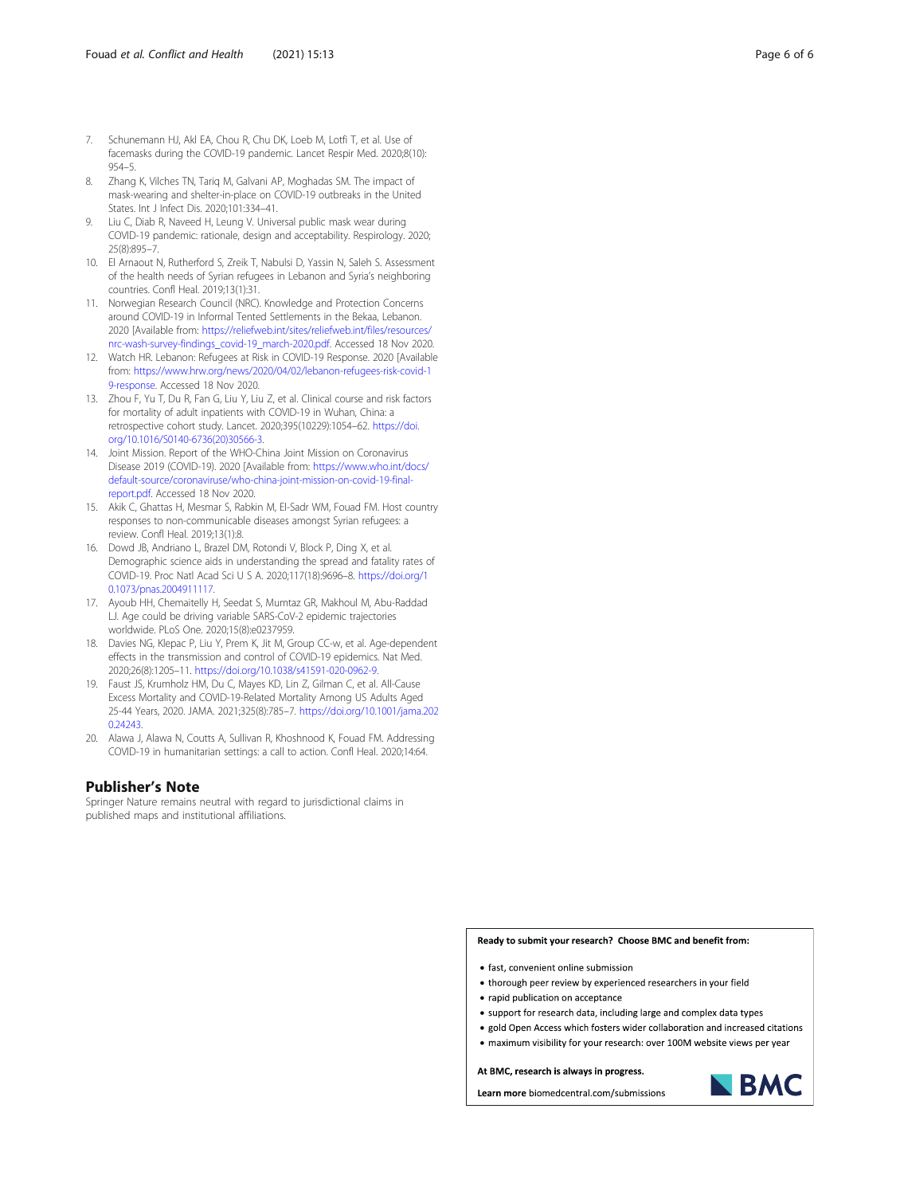7. Schunemann HJ, Akl EA, Chou R, Chu DK, Loeb M, Lotfi T, et al. Use of facemasks during the COVID-19 pandemic. Lancet Respir Med. 2020;8(10): 954–5.
8. Zhang K, Vilches TN, Tariq M, Galvani AP, Moghadas SM. The impact of mask-wearing and shelter-in-place on COVID-19 outbreaks in the United States. Int J Infect Dis. 2020;101:334–41.
9. Liu C, Diab R, Naveed H, Leung V. Universal public mask wear during COVID-19 pandemic: rationale, design and acceptability. Respirology. 2020; 25(8):895–7.
10. El Arnaout N, Rutherford S, Zreik T, Nabulsi D, Yassin N, Saleh S. Assessment of the health needs of Syrian refugees in Lebanon and Syria's neighboring countries. Confl Heal. 2019;13(1):31.
11. Norwegian Research Council (NRC). Knowledge and Protection Concerns around COVID-19 in Informal Tented Settlements in the Bekaa, Lebanon. 2020 [Available from: https://reliefweb.int/sites/reliefweb.int/files/resources/nrc-wash-survey-findings_covid-19_march-2020.pdf. Accessed 18 Nov 2020.
12. Watch HR. Lebanon: Refugees at Risk in COVID-19 Response. 2020 [Available from: https://www.hrw.org/news/2020/04/02/lebanon-refugees-risk-covid-19-response. Accessed 18 Nov 2020.
13. Zhou F, Yu T, Du R, Fan G, Liu Y, Liu Z, et al. Clinical course and risk factors for mortality of adult inpatients with COVID-19 in Wuhan, China: a retrospective cohort study. Lancet. 2020;395(10229):1054–62. https://doi.org/10.1016/S0140-6736(20)30566-3.
14. Joint Mission. Report of the WHO-China Joint Mission on Coronavirus Disease 2019 (COVID-19). 2020 [Available from: https://www.who.int/docs/default-source/coronaviruse/who-china-joint-mission-on-covid-19-final-report.pdf. Accessed 18 Nov 2020.
15. Akik C, Ghattas H, Mesmar S, Rabkin M, El-Sadr WM, Fouad FM. Host country responses to non-communicable diseases amongst Syrian refugees: a review. Confl Heal. 2019;13(1):8.
16. Dowd JB, Andriano L, Brazel DM, Rotondi V, Block P, Ding X, et al. Demographic science aids in understanding the spread and fatality rates of COVID-19. Proc Natl Acad Sci U S A. 2020;117(18):9696–8. https://doi.org/10.1073/pnas.2004911117.
17. Ayoub HH, Chemaitelly H, Seedat S, Mumtaz GR, Makhoul M, Abu-Raddad LJ. Age could be driving variable SARS-CoV-2 epidemic trajectories worldwide. PLoS One. 2020;15(8):e0237959.
18. Davies NG, Klepac P, Liu Y, Prem K, Jit M, Group CC-w, et al. Age-dependent effects in the transmission and control of COVID-19 epidemics. Nat Med. 2020;26(8):1205–11. https://doi.org/10.1038/s41591-020-0962-9.
19. Faust JS, Krumholz HM, Du C, Mayes KD, Lin Z, Gilman C, et al. All-Cause Excess Mortality and COVID-19-Related Mortality Among US Adults Aged 25-44 Years, 2020. JAMA. 2021;325(8):785–7. https://doi.org/10.1001/jama.2020.24243.
20. Alawa J, Alawa N, Coutts A, Sullivan R, Khoshnood K, Fouad FM. Addressing COVID-19 in humanitarian settings: a call to action. Confl Heal. 2020;14:64.

## Publisher's Note

Springer Nature remains neutral with regard to jurisdictional claims in published maps and institutional affiliations.

**Ready to submit your research? Choose BMC and benefit from:**

- fast, convenient online submission
- thorough peer review by experienced researchers in your field
- rapid publication on acceptance
- support for research data, including large and complex data types
- gold Open Access which fosters wider collaboration and increased citations
- maximum visibility for your research: over 100M website views per year

**At BMC, research is always in progress.**

**Learn more** biomedcentral.com/submissions

BMC